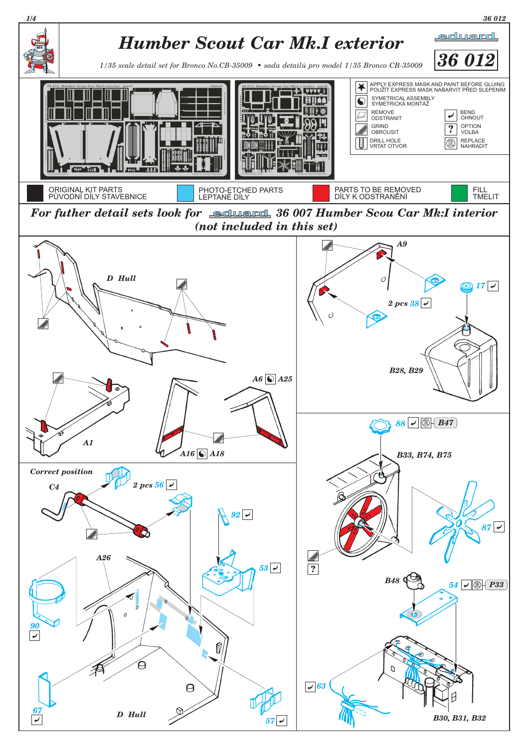# Humber Scout Car Mk.I exterior

*1/35 scale detail set for Bronco No.CB-35009 • sada detailů pro model 1/35 Bronco CB-35009*

eduard

**36 012**

- APPLY EXPRESS MASK AND PAINT BEFORE GLUEING / POUŽÍT EXPRESS MASK NABARVIT PŘED SLEPENÍM
- SYMETRICAL ASSEMBLY / SYMETRICKÁ MONTÁŽ
- REMOVE / ODSTRANIT
- BEND / OHNOUT
- GRIND / OBROUSIT
- OPTION / VOLBA
- DRILL HOLE / VRTAT OTVOR
- REPLACE / NAHRADIT

- ORIGINAL KIT PARTS / PŮVODNÍ DÍLY STAVEBNICE
- PHOTO-ETCHED PARTS / LEPTANÉ DÍLY
- PARTS TO BE REMOVED / DÍLY K ODSTRANĚNÍ
- FILL / TMELIT

***For futher detail sets look for eduard 36 007 Humber Scou Car Mk:I interior (not included in this set)***

D Hull

A9

17

2 pcs 38

B28, B29

A6 A25

A1

A16 A18

88 B47

B33, B74, B75

Correct position

C4

2 pcs 56

92

87

53

A26

B48

54 P33

90

63

67

D Hull

57

B30, B31, B32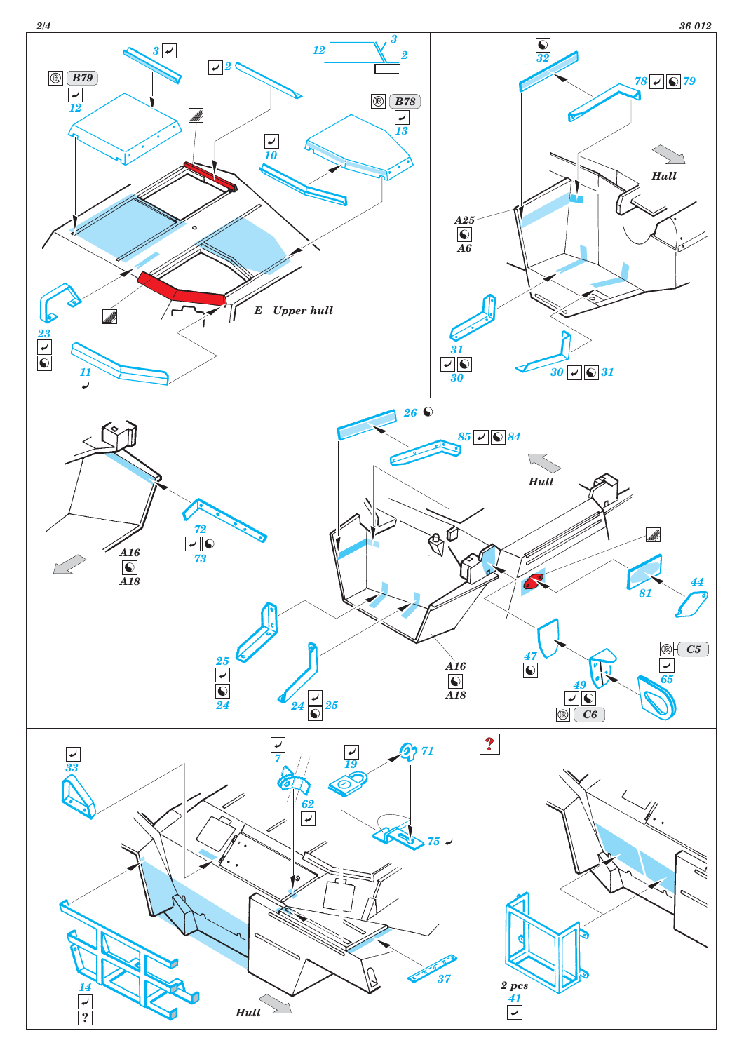3 2 12 3 2

B79 12

B78 13

10

E Upper hull

23

11

32

78 79

Hull

A25 A6

31 30

30 31

26

85 84

Hull

72 73

A16 A18

25 24

24 25

A16 A18

81 44

47

C5 65

49

C6

33

7

62

19

71

75

14

Hull

37

2 pcs 41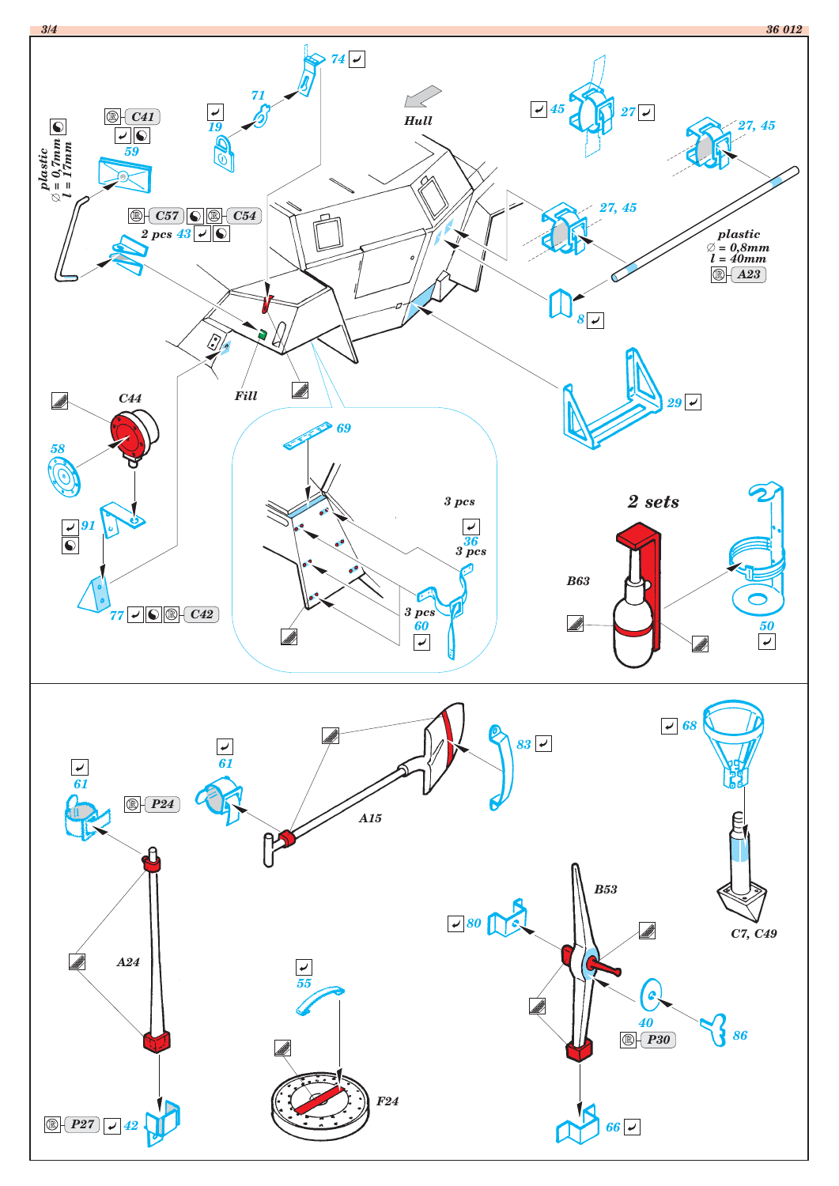Hull

74

71

19

45

27

27, 45

27, 45

C41

59

plastic
∅ = 0,7mm
l = 17mm

C57 C54

2 pcs 43

plastic
∅ = 0,8mm
l = 40mm

A23

8

Fill

C44

58

29

69

3 pcs

36
3 pcs

2 sets

B63

50

91

3 pcs
60

77 C42

61

61

P24

83

68

A15

B53

80

C7, C49

A24

55

40

P30

86

F24

P27 42

66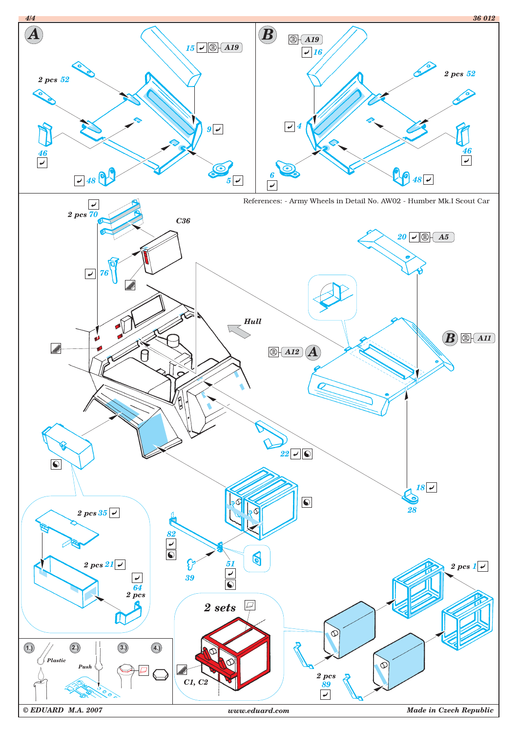**A**

15 A19

2 pcs 52

9

46

48

5

**B**

A19

16

2 pcs 52

4

46

6

48

References: - Army Wheels in Detail No. AW02 - Humber Mk.I Scout Car

2 pcs 70

C36

76

20 A5

Hull

B A11

A12 A

22

18

28

2 pcs 35

82

51

39

2 pcs 21

64
2 pcs

2 sets

C1, C2

2 pcs 1

2 pcs
89

1.) Plastic

2.) Push

3.)

4.)

© EDUARD M.A. 2007

www.eduard.com

Made in Czech Republic